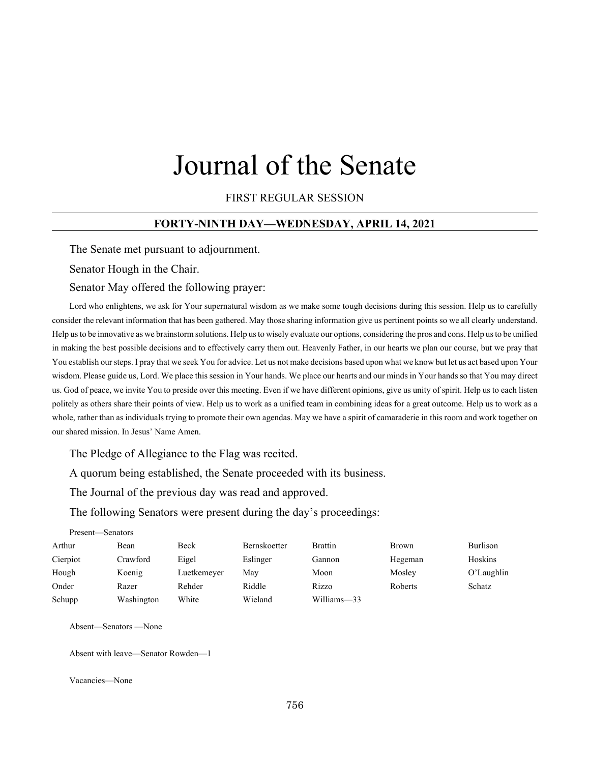# Journal of the Senate

FIRST REGULAR SESSION

## FORTY-NINTH DAY—WEDNESDAY, APRIL 14, 2021

The Senate met pursuant to adjournment.

Senator Hough in the Chair.

Senator May offered the following prayer:

Lord who enlightens, we ask for Your supernatural wisdom as we make some tough decisions during this session. Help us to carefully consider the relevant information that has been gathered. May those sharing information give us pertinent points so we all clearly understand. Help us to be innovative as we brainstorm solutions. Help us to wisely evaluate our options, considering the pros and cons. Help us to be unified in making the best possible decisions and to effectively carry them out. Heavenly Father, in our hearts we plan our course, but we pray that You establish our steps. I pray that we seek You for advice. Let us not make decisions based upon what we know but let us act based upon Your wisdom. Please guide us, Lord. We place this session in Your hands. We place our hearts and our minds in Your hands so that You may direct us. God of peace, we invite You to preside over this meeting. Even if we have different opinions, give us unity of spirit. Help us to each listen politely as others share their points of view. Help us to work as a unified team in combining ideas for a great outcome. Help us to work as a whole, rather than as individuals trying to promote their own agendas. May we have a spirit of camaraderie in this room and work together on our shared mission. In Jesus' Name Amen.

The Pledge of Allegiance to the Flag was recited.

A quorum being established, the Senate proceeded with its business.

The Journal of the previous day was read and approved.

The following Senators were present during the day's proceedings:

Present—Senators

| | | | | | | |
|---|---|---|---|---|---|---|
| Arthur | Bean | Beck | Bernskoetter | Brattin | Brown | Burlison |
| Cierpiot | Crawford | Eigel | Eslinger | Gannon | Hegeman | Hoskins |
| Hough | Koenig | Luetkemeyer | May | Moon | Mosley | O'Laughlin |
| Onder | Razer | Rehder | Riddle | Rizzo | Roberts | Schatz |
| Schupp | Washington | White | Wieland | Williams—33 | | |

Absent—Senators —None

Absent with leave—Senator Rowden—1

Vacancies—None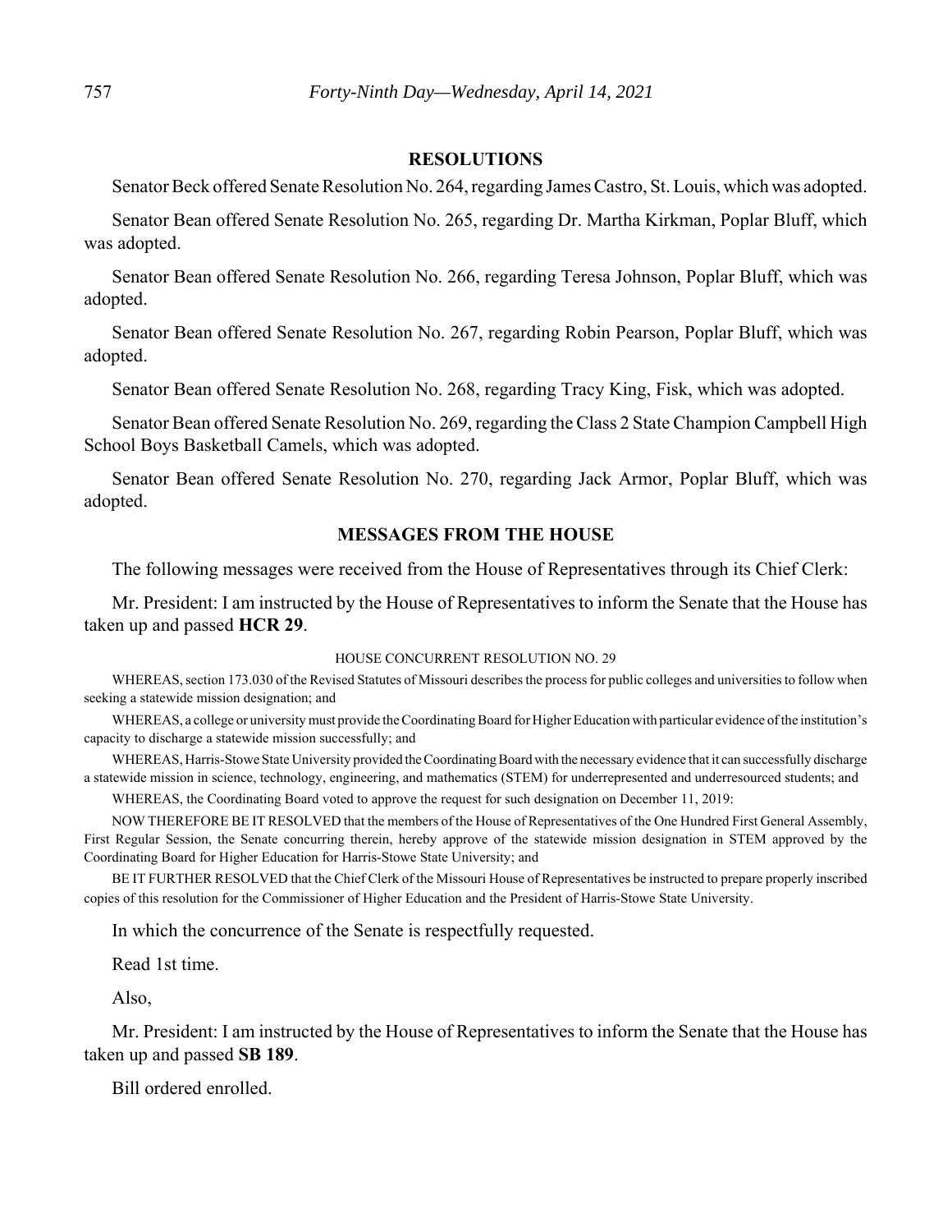## RESOLUTIONS

Senator Beck offered Senate Resolution No. 264, regarding James Castro, St. Louis, which was adopted.

Senator Bean offered Senate Resolution No. 265, regarding Dr. Martha Kirkman, Poplar Bluff, which was adopted.

Senator Bean offered Senate Resolution No. 266, regarding Teresa Johnson, Poplar Bluff, which was adopted.

Senator Bean offered Senate Resolution No. 267, regarding Robin Pearson, Poplar Bluff, which was adopted.

Senator Bean offered Senate Resolution No. 268, regarding Tracy King, Fisk, which was adopted.

Senator Bean offered Senate Resolution No. 269, regarding the Class 2 State Champion Campbell High School Boys Basketball Camels, which was adopted.

Senator Bean offered Senate Resolution No. 270, regarding Jack Armor, Poplar Bluff, which was adopted.

## MESSAGES FROM THE HOUSE

The following messages were received from the House of Representatives through its Chief Clerk:

Mr. President: I am instructed by the House of Representatives to inform the Senate that the House has taken up and passed **HCR 29**.

HOUSE CONCURRENT RESOLUTION NO. 29

WHEREAS, section 173.030 of the Revised Statutes of Missouri describes the process for public colleges and universities to follow when seeking a statewide mission designation; and

WHEREAS, a college or university must provide the Coordinating Board for Higher Education with particular evidence of the institution's capacity to discharge a statewide mission successfully; and

WHEREAS, Harris-Stowe State University provided the Coordinating Board with the necessary evidence that it can successfully discharge a statewide mission in science, technology, engineering, and mathematics (STEM) for underrepresented and underresourced students; and

WHEREAS, the Coordinating Board voted to approve the request for such designation on December 11, 2019:

NOW THEREFORE BE IT RESOLVED that the members of the House of Representatives of the One Hundred First General Assembly, First Regular Session, the Senate concurring therein, hereby approve of the statewide mission designation in STEM approved by the Coordinating Board for Higher Education for Harris-Stowe State University; and

BE IT FURTHER RESOLVED that the Chief Clerk of the Missouri House of Representatives be instructed to prepare properly inscribed copies of this resolution for the Commissioner of Higher Education and the President of Harris-Stowe State University.

In which the concurrence of the Senate is respectfully requested.

Read 1st time.

Also,

Mr. President: I am instructed by the House of Representatives to inform the Senate that the House has taken up and passed **SB 189**.

Bill ordered enrolled.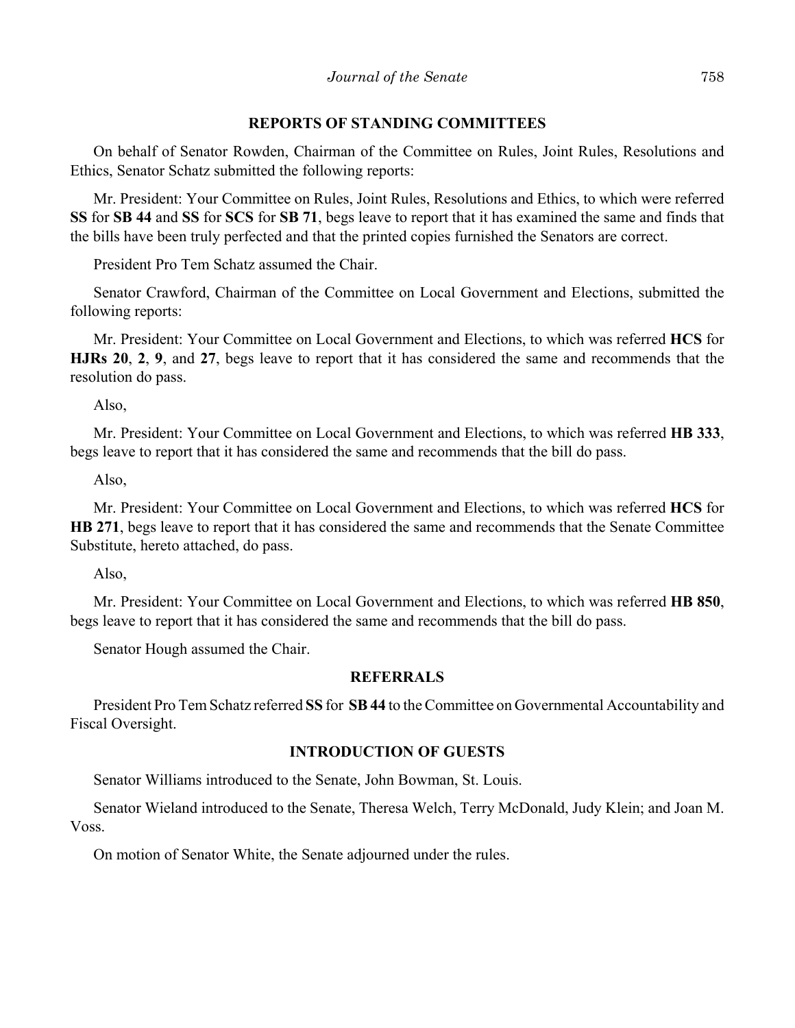## REPORTS OF STANDING COMMITTEES

On behalf of Senator Rowden, Chairman of the Committee on Rules, Joint Rules, Resolutions and Ethics, Senator Schatz submitted the following reports:

Mr. President: Your Committee on Rules, Joint Rules, Resolutions and Ethics, to which were referred **SS** for **SB 44** and **SS** for **SCS** for **SB 71**, begs leave to report that it has examined the same and finds that the bills have been truly perfected and that the printed copies furnished the Senators are correct.

President Pro Tem Schatz assumed the Chair.

Senator Crawford, Chairman of the Committee on Local Government and Elections, submitted the following reports:

Mr. President: Your Committee on Local Government and Elections, to which was referred **HCS** for **HJRs 20**, **2**, **9**, and **27**, begs leave to report that it has considered the same and recommends that the resolution do pass.

Also,

Mr. President: Your Committee on Local Government and Elections, to which was referred **HB 333**, begs leave to report that it has considered the same and recommends that the bill do pass.

Also,

Mr. President: Your Committee on Local Government and Elections, to which was referred **HCS** for **HB 271**, begs leave to report that it has considered the same and recommends that the Senate Committee Substitute, hereto attached, do pass.

Also,

Mr. President: Your Committee on Local Government and Elections, to which was referred **HB 850**, begs leave to report that it has considered the same and recommends that the bill do pass.

Senator Hough assumed the Chair.

## REFERRALS

President Pro Tem Schatz referred **SS** for **SB 44** to the Committee on Governmental Accountability and Fiscal Oversight.

## INTRODUCTION OF GUESTS

Senator Williams introduced to the Senate, John Bowman, St. Louis.

Senator Wieland introduced to the Senate, Theresa Welch, Terry McDonald, Judy Klein; and Joan M. Voss.

On motion of Senator White, the Senate adjourned under the rules.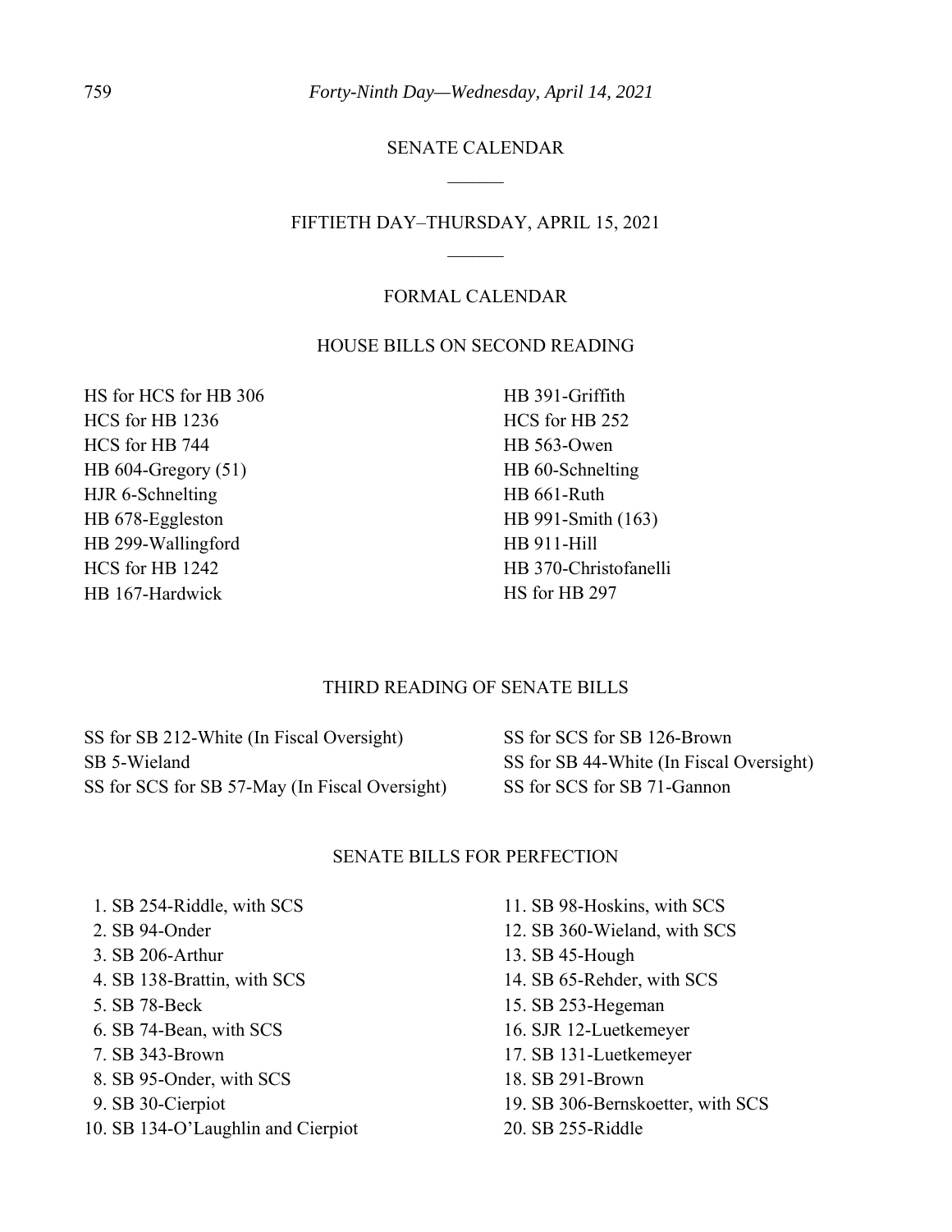# SENATE CALENDAR

______

## FIFTIETH DAY–THURSDAY, APRIL 15, 2021

______

### FORMAL CALENDAR

#### HOUSE BILLS ON SECOND READING

HS for HCS for HB 306
HCS for HB 1236
HCS for HB 744
HB 604-Gregory (51)
HJR 6-Schnelting
HB 678-Eggleston
HB 299-Wallingford
HCS for HB 1242
HB 167-Hardwick
HB 391-Griffith
HCS for HB 252
HB 563-Owen
HB 60-Schnelting
HB 661-Ruth
HB 991-Smith (163)
HB 911-Hill
HB 370-Christofanelli
HS for HB 297

#### THIRD READING OF SENATE BILLS

SS for SB 212-White (In Fiscal Oversight)
SB 5-Wieland
SS for SCS for SB 57-May (In Fiscal Oversight)
SS for SCS for SB 126-Brown
SS for SB 44-White (In Fiscal Oversight)
SS for SCS for SB 71-Gannon

#### SENATE BILLS FOR PERFECTION

1. SB 254-Riddle, with SCS
2. SB 94-Onder
3. SB 206-Arthur
4. SB 138-Brattin, with SCS
5. SB 78-Beck
6. SB 74-Bean, with SCS
7. SB 343-Brown
8. SB 95-Onder, with SCS
9. SB 30-Cierpiot
10. SB 134-O'Laughlin and Cierpiot
11. SB 98-Hoskins, with SCS
12. SB 360-Wieland, with SCS
13. SB 45-Hough
14. SB 65-Rehder, with SCS
15. SB 253-Hegeman
16. SJR 12-Luetkemeyer
17. SB 131-Luetkemeyer
18. SB 291-Brown
19. SB 306-Bernskoetter, with SCS
20. SB 255-Riddle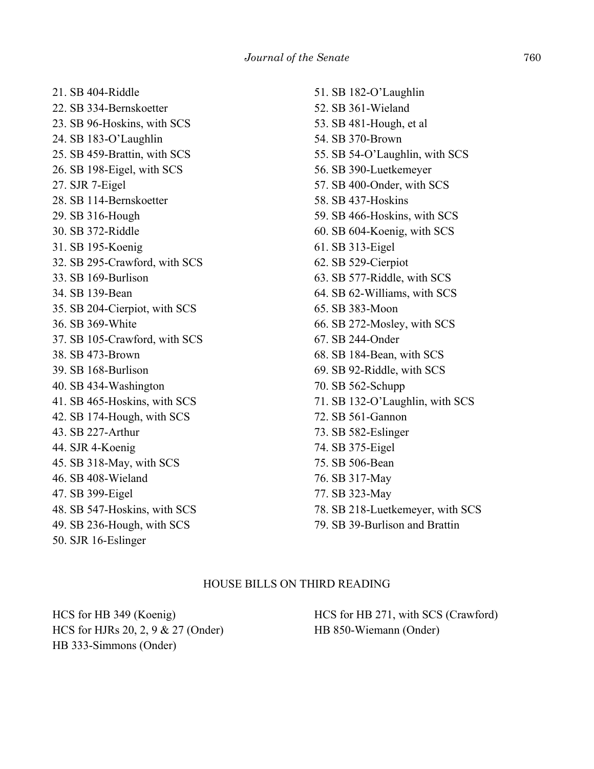21. SB 404-Riddle
22. SB 334-Bernskoetter
23. SB 96-Hoskins, with SCS
24. SB 183-O'Laughlin
25. SB 459-Brattin, with SCS
26. SB 198-Eigel, with SCS
27. SJR 7-Eigel
28. SB 114-Bernskoetter
29. SB 316-Hough
30. SB 372-Riddle
31. SB 195-Koenig
32. SB 295-Crawford, with SCS
33. SB 169-Burlison
34. SB 139-Bean
35. SB 204-Cierpiot, with SCS
36. SB 369-White
37. SB 105-Crawford, with SCS
38. SB 473-Brown
39. SB 168-Burlison
40. SB 434-Washington
41. SB 465-Hoskins, with SCS
42. SB 174-Hough, with SCS
43. SB 227-Arthur
44. SJR 4-Koenig
45. SB 318-May, with SCS
46. SB 408-Wieland
47. SB 399-Eigel
48. SB 547-Hoskins, with SCS
49. SB 236-Hough, with SCS
50. SJR 16-Eslinger
51. SB 182-O'Laughlin
52. SB 361-Wieland
53. SB 481-Hough, et al
54. SB 370-Brown
55. SB 54-O'Laughlin, with SCS
56. SB 390-Luetkemeyer
57. SB 400-Onder, with SCS
58. SB 437-Hoskins
59. SB 466-Hoskins, with SCS
60. SB 604-Koenig, with SCS
61. SB 313-Eigel
62. SB 529-Cierpiot
63. SB 577-Riddle, with SCS
64. SB 62-Williams, with SCS
65. SB 383-Moon
66. SB 272-Mosley, with SCS
67. SB 244-Onder
68. SB 184-Bean, with SCS
69. SB 92-Riddle, with SCS
70. SB 562-Schupp
71. SB 132-O'Laughlin, with SCS
72. SB 561-Gannon
73. SB 582-Eslinger
74. SB 375-Eigel
75. SB 506-Bean
76. SB 317-May
77. SB 323-May
78. SB 218-Luetkemeyer, with SCS
79. SB 39-Burlison and Brattin

HOUSE BILLS ON THIRD READING

HCS for HB 349 (Koenig)
HCS for HJRs 20, 2, 9 & 27 (Onder)
HB 333-Simmons (Onder)
HCS for HB 271, with SCS (Crawford)
HB 850-Wiemann (Onder)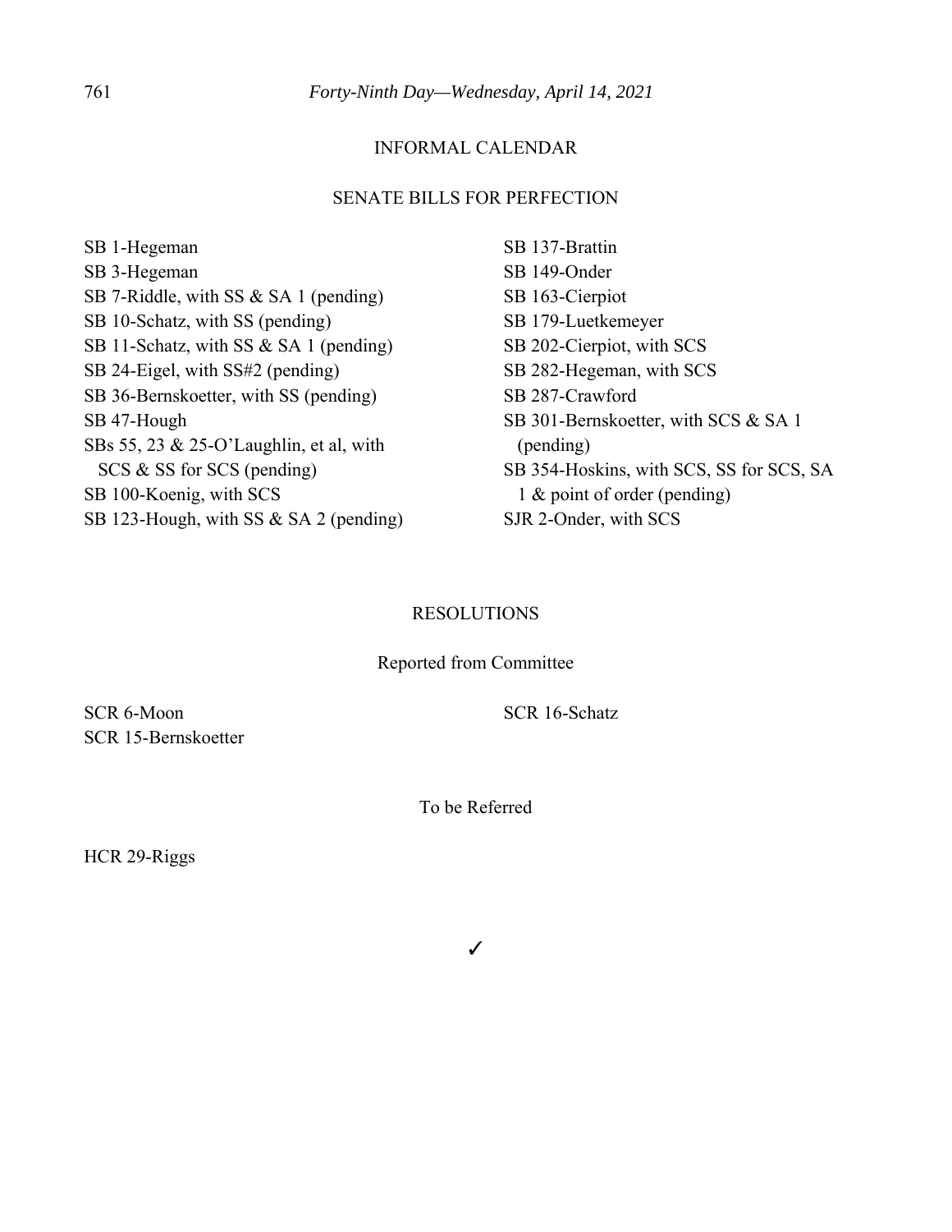## INFORMAL CALENDAR

### SENATE BILLS FOR PERFECTION

SB 1-Hegeman
SB 3-Hegeman
SB 7-Riddle, with SS & SA 1 (pending)
SB 10-Schatz, with SS (pending)
SB 11-Schatz, with SS & SA 1 (pending)
SB 24-Eigel, with SS#2 (pending)
SB 36-Bernskoetter, with SS (pending)
SB 47-Hough
SBs 55, 23 & 25-O'Laughlin, et al, with SCS & SS for SCS (pending)
SB 100-Koenig, with SCS
SB 123-Hough, with SS & SA 2 (pending)
SB 137-Brattin
SB 149-Onder
SB 163-Cierpiot
SB 179-Luetkemeyer
SB 202-Cierpiot, with SCS
SB 282-Hegeman, with SCS
SB 287-Crawford
SB 301-Bernskoetter, with SCS & SA 1 (pending)
SB 354-Hoskins, with SCS, SS for SCS, SA 1 & point of order (pending)
SJR 2-Onder, with SCS

## RESOLUTIONS

### Reported from Committee

SCR 6-Moon
SCR 15-Bernskoetter
SCR 16-Schatz

### To be Referred

HCR 29-Riggs

✓